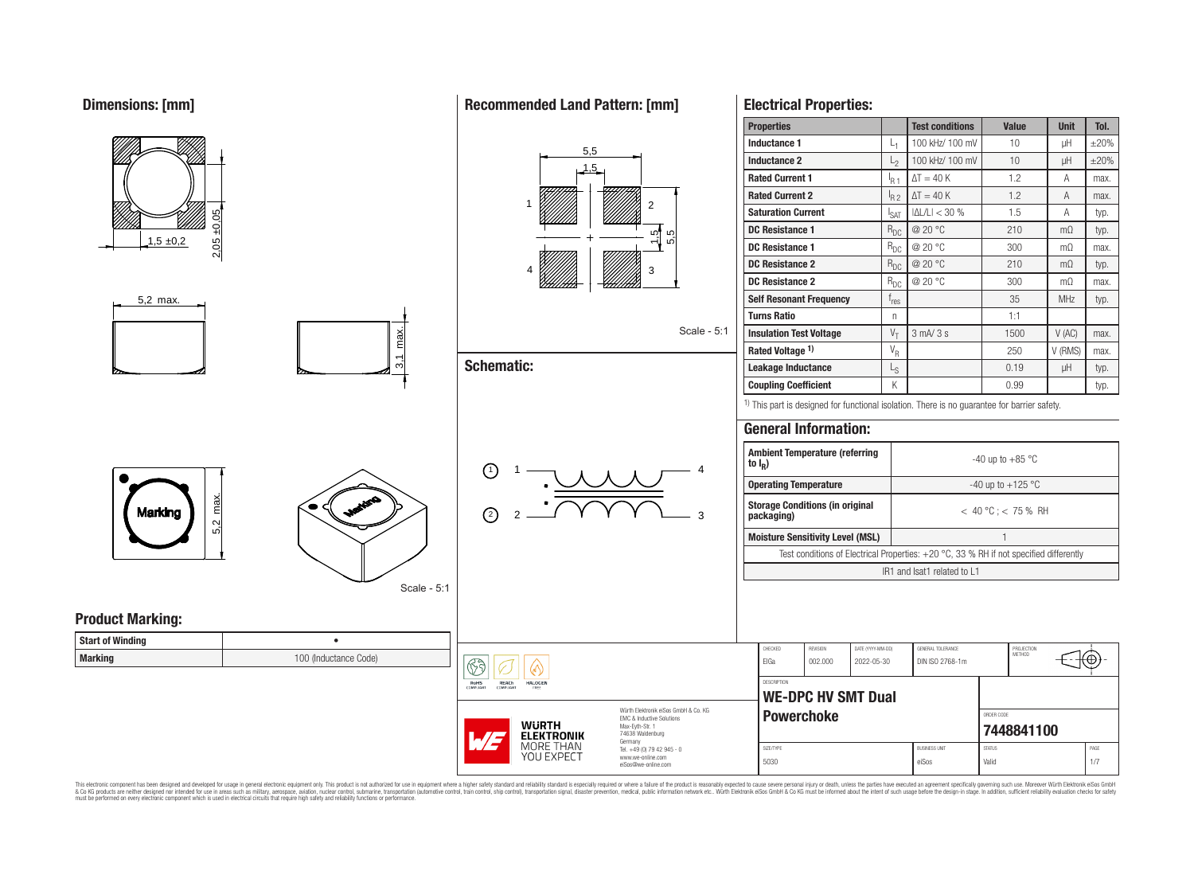## Dimensions: [mm]

1,5 ±0,2

2,05 ±0,05

5,2 max.

3,1 max.

Marking

5,2 max.

Scale - 5:1

## Recommended Land Pattern: [mm]

5,5

1,5

1 2 4 3

1,5

5,5

Scale - 5:1

## Schematic:

1 — 4

2 — 3

## Electrical Properties:

| Properties | | Test conditions | Value | Unit | Tol. |
|---|---|---|---|---|---|
| Inductance 1 | $L_1$ | 100 kHz/ 100 mV | 10 | µH | ±20% |
| Inductance 2 | $L_2$ | 100 kHz/ 100 mV | 10 | µH | ±20% |
| Rated Current 1 | $I_{R1}$ | $\Delta T = 40$ K | 1.2 | A | max. |
| Rated Current 2 | $I_{R2}$ | $\Delta T = 40$ K | 1.2 | A | max. |
| Saturation Current | $I_{SAT}$ | $\|\Delta L/L\| < 30$ % | 1.5 | A | typ. |
| DC Resistance 1 | $R_{DC}$ | @ 20 °C | 210 | mΩ | typ. |
| DC Resistance 1 | $R_{DC}$ | @ 20 °C | 300 | mΩ | max. |
| DC Resistance 2 | $R_{DC}$ | @ 20 °C | 210 | mΩ | typ. |
| DC Resistance 2 | $R_{DC}$ | @ 20 °C | 300 | mΩ | max. |
| Self Resonant Frequency | $f_{res}$ | | 35 | MHz | typ. |
| Turns Ratio | n | | 1:1 | | |
| Insulation Test Voltage | $V_T$ | 3 mA/ 3 s | 1500 | V (AC) | max. |
| Rated Voltage [1] | $V_R$ | | 250 | V (RMS) | max. |
| Leakage Inductance | $L_S$ | | 0.19 | µH | typ. |
| Coupling Coefficient | K | | 0.99 | | typ. |

[1] This part is designed for functional isolation. There is no guarantee for barrier safety.

## General Information:

| | |
|---|---|
| Ambient Temperature (referring to $I_R$) | -40 up to +85 °C |
| Operating Temperature | -40 up to +125 °C |
| Storage Conditions (in original packaging) | < 40 °C ; < 75 % RH |
| Moisture Sensitivity Level (MSL) | 1 |

Test conditions of Electrical Properties: +20 °C, 33 % RH if not specified differently

IR1 and Isat1 related to L1

## Product Marking:

| | |
|---|---|
| Start of Winding | • |
| Marking | 100 (Inductance Code) |

RoHS COMPLIANT · REACh COMPLIANT · HALOGEN FREE

Würth Elektronik eiSos GmbH & Co. KG
EMC & Inductive Solutions
Max-Eyth-Str. 1
74638 Waldenburg
Germany
Tel. +49 (0) 79 42 945 - 0
www.we-online.com
eiSos@we-online.com

WÜRTH ELEKTRONIK MORE THAN YOU EXPECT

| CHECKED | REVISION | DATE (YYYY-MM-DD) | GENERAL TOLERANCE | PROJECTION METHOD |
|---|---|---|---|---|
| EIGa | 002.000 | 2022-05-30 | DIN ISO 2768-1m | |

DESCRIPTION: **WE-DPC HV SMT Dual Powerchoke**

ORDER CODE: **7448841100**

| SIZE/TYPE | BUSINESS UNIT | STATUS | PAGE |
|---|---|---|---|
| 5030 | eiSos | Valid | 1/7 |

This electronic component has been designed and developed for usage in general electronic equipment only. This product is not authorized for use in equipment where a higher safety standard and reliability standard is especially required or where a failure of the product is reasonably expected to cause severe personal injury or death, unless the parties have executed an agreement specifically governing such use. Moreover Würth Elektronik eiSos GmbH & Co KG products are neither designed nor intended for use in areas such as military, aerospace, aviation, nuclear control, submarine, transportation (automotive control, train control, ship control), transportation signal, disaster prevention, medical, public information network etc.. Würth Elektronik eiSos GmbH & Co KG must be informed about the intent of such usage before the design-in stage. In addition, sufficient reliability evaluation checks for safety must be performed on every electronic component which is used in electrical circuits that require high safety and reliability functions or performance.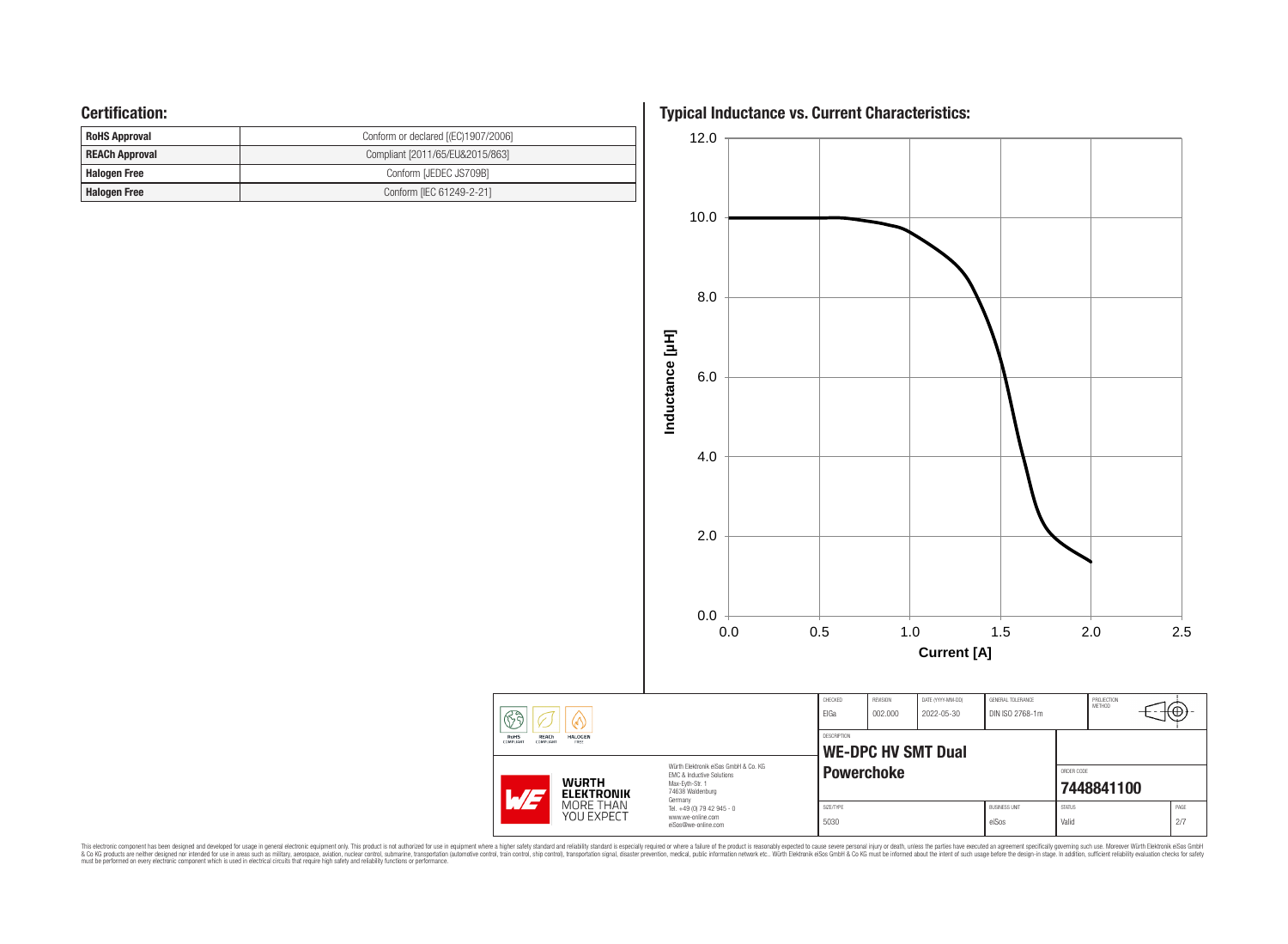## Certification:

| | |
|---|---|
| **RoHS Approval** | Conform or declared [(EC)1907/2006] |
| **REACh Approval** | Compliant [2011/65/EU&2015/863] |
| **Halogen Free** | Conform [JEDEC JS709B] |
| **Halogen Free** | Conform [IEC 61249-2-21] |

## Typical Inductance vs. Current Characteristics:

Inductance [µH]

12.0
10.0
8.0
6.0
4.0
2.0
0.0

0.0 0.5 1.0 1.5 2.0 2.5

Current [A]

| CHECKED | REVISION | DATE (YYYY-MM-DD) | GENERAL TOLERANCE | PROJECTION METHOD |
|---|---|---|---|---|
| ElGa | 002.000 | 2022-05-30 | DIN ISO 2768-1m | |

DESCRIPTION

**WE-DPC HV SMT Dual Powerchoke**

ORDER CODE

**7448841100**

| SIZE/TYPE | BUSINESS UNIT | STATUS | PAGE |
|---|---|---|---|
| 5030 | eiSos | Valid | 2/7 |

Würth Elektronik eiSos GmbH & Co. KG
EMC & Inductive Solutions
Max-Eyth-Str. 1
74638 Waldenburg
Germany
Tel. +49 (0) 79 42 945 - 0
www.we-online.com
eiSos@we-online.com

This electronic component has been designed and developed for usage in general electronic equipment only. This product is not authorized for use in equipment where a higher safety standard and reliability standard is especially required or where a failure of the product is reasonably expected to cause severe personal injury or death, unless the parties have executed an agreement specifically governing such use. Moreover Würth Elektronik eiSos GmbH & Co KG products are neither designed nor intended for use in areas such as military, aerospace, aviation, nuclear control, submarine, transportation (automotive control, train control, ship control), transportation signal, disaster prevention, medical, public information network etc.. Würth Elektronik eiSos GmbH & Co KG must be informed about the intent of such usage before the design-in stage. In addition, sufficient reliability evaluation checks for safety must be performed on every electronic component which is used in electrical circuits that require high safety and reliability functions or performance.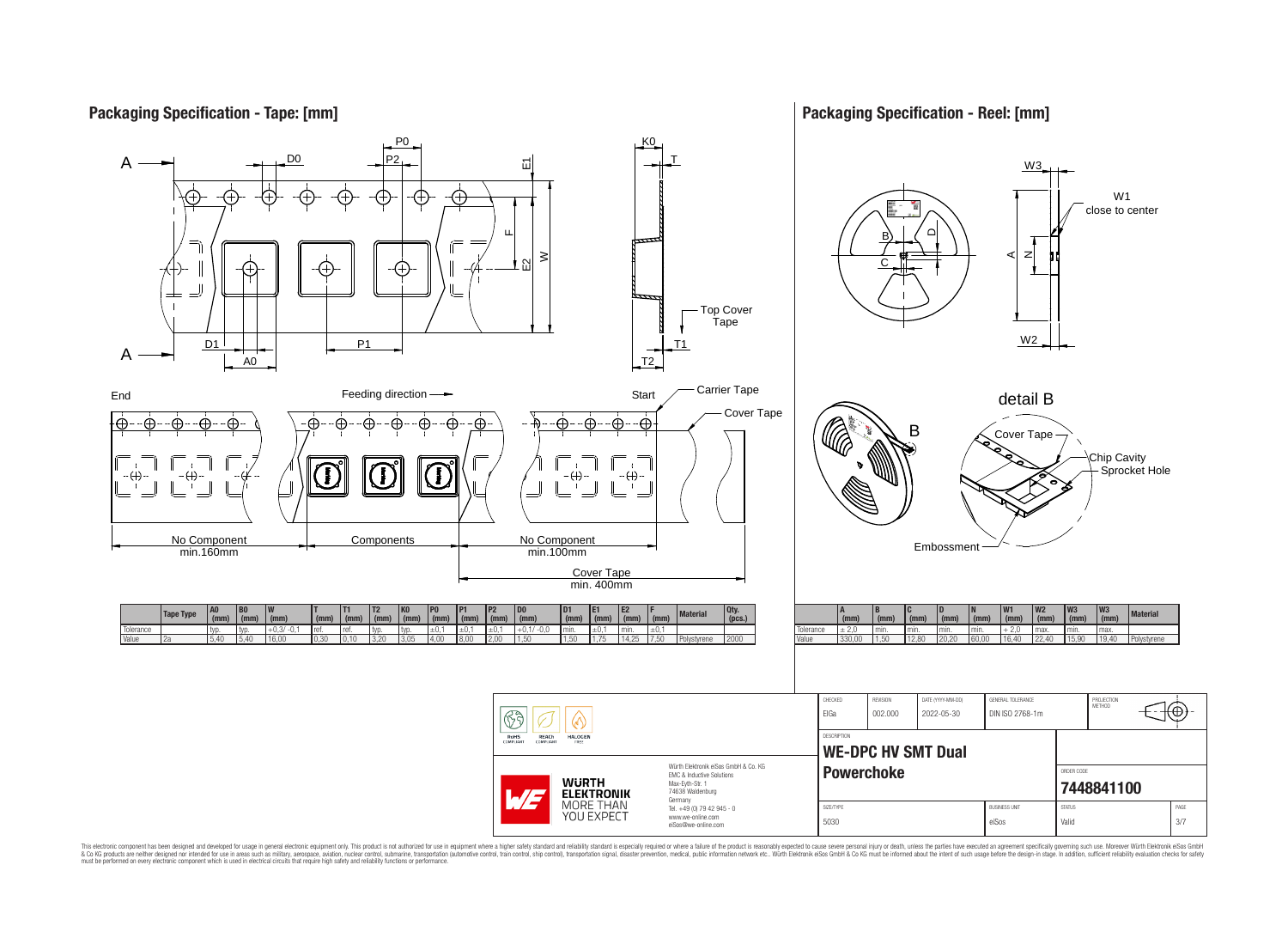## Packaging Specification - Tape: [mm]

End — Feeding direction → — Start

No Component min.160mm | Components | No Component min.100mm

Cover Tape min. 400mm

Top Cover Tape, Carrier Tape, Cover Tape

| | Tape Type | A0 (mm) | B0 (mm) | W (mm) | T (mm) | T1 (mm) | T2 (mm) | K0 (mm) | P0 (mm) | P1 (mm) | P2 (mm) | D0 (mm) | D1 (mm) | E1 (mm) | E2 (mm) | F (mm) | Material | Qty. (pcs.) |
|---|---|---|---|---|---|---|---|---|---|---|---|---|---|---|---|---|---|---|
| Tolerance | | typ. | typ. | +0,3/ -0,1 | ref. | ref. | typ. | typ. | ±0,1 | ±0,1 | ±0,1 | +0,1/ -0,0 | min. | ±0,1 | min. | ±0,1 | | |
| Value | 2a | 5,40 | 5,40 | 16,00 | 0,30 | 0,10 | 3,20 | 3,05 | 4,00 | 8,00 | 2,00 | 1,50 | 1,50 | 1,75 | 14,25 | 7,50 | Polystyrene | 2000 |

## Packaging Specification - Reel: [mm]

W1 close to center

detail B: Cover Tape, Chip Cavity, Sprocket Hole, Embossment

| | A (mm) | B (mm) | C (mm) | D (mm) | N (mm) | W1 (mm) | W2 (mm) | W3 (mm) | W3 (mm) | Material |
|---|---|---|---|---|---|---|---|---|---|---|
| Tolerance | ± 2,0 | min. | min. | min. | min. | + 2,0 | max. | min. | max. | |
| Value | 330,00 | 1,50 | 12,80 | 20,20 | 60,00 | 16,40 | 22,40 | 15,90 | 19,40 | Polystyrene |

| CHECKED | REVISION | DATE (YYYY-MM-DD) | GENERAL TOLERANCE | PROJECTION METHOD |
|---|---|---|---|---|
| ElGa | 002.000 | 2022-05-30 | DIN ISO 2768-1m | |

DESCRIPTION: **WE-DPC HV SMT Dual Powerchoke**

ORDER CODE: **7448841100**

| SIZE/TYPE | BUSINESS UNIT | STATUS | PAGE |
|---|---|---|---|
| 5030 | eiSos | Valid | 3/7 |

RoHS COMPLIANT, REACh COMPLIANT, HALOGEN FREE

Würth Elektronik eiSos GmbH & Co. KG
EMC & Inductive Solutions
Max-Eyth-Str. 1
74638 Waldenburg
Germany
Tel. +49 (0) 79 42 945 - 0
www.we-online.com
eiSos@we-online.com

WÜRTH ELEKTRONIK MORE THAN YOU EXPECT

This electronic component has been designed and developed for usage in general electronic equipment only. This product is not authorized for use in equipment where a higher safety standard and reliability standard is especially required or where a failure of the product is reasonably expected to cause severe personal injury or death, unless the parties have executed an agreement specifically governing such use. Moreover Würth Elektronik eiSos GmbH & Co KG products are neither designed nor intended for use in areas such as military, aerospace, aviation, nuclear control, submarine, transportation (automotive control, train control, ship control), transportation signal, disaster prevention, medical, public information network etc.. Würth Elektronik eiSos GmbH & Co KG must be informed about the intent of such usage before the design-in stage. In addition, sufficient reliability evaluation checks for safety must be performed on every electronic component which is used in electrical circuits that require high safety and reliability functions or performance.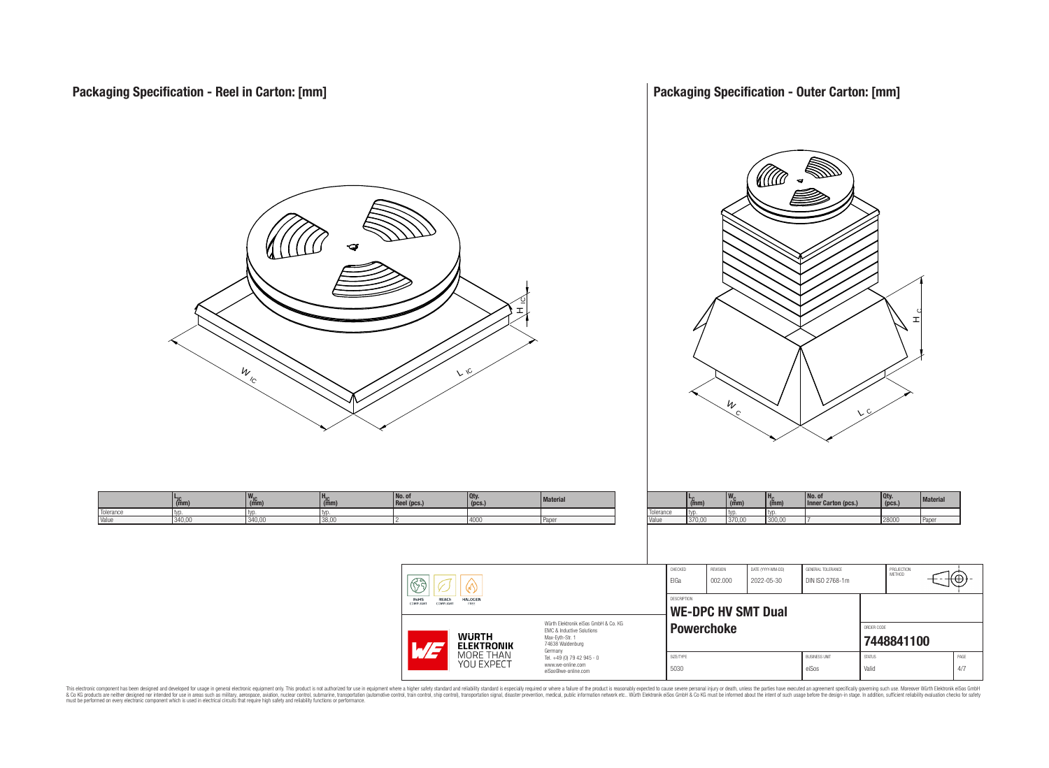## Packaging Specification - Reel in Carton: [mm]

|  | $L_{IC}$ (mm) | $W_{IC}$ (mm) | $H_{IC}$ (mm) | No. of Reel (pcs.) | Qty. (pcs.) | Material |
|---|---|---|---|---|---|---|
| Tolerance | typ. | typ. | typ. |  |  |  |
| Value | 340,00 | 340,00 | 38,00 | 2 | 4000 | Paper |

## Packaging Specification - Outer Carton: [mm]

|  | $L_C$ (mm) | $W_C$ (mm) | $H_C$ (mm) | No. of Inner Carton (pcs.) | Qty. (pcs.) | Material |
|---|---|---|---|---|---|---|
| Tolerance | typ. | typ. | typ. |  |  |  |
| Value | 370,00 | 370,00 | 300,00 | 7 | 28000 | Paper |

| CHECKED | REVISION | DATE (YYYY-MM-DD) | GENERAL TOLERANCE | PROJECTION METHOD |
|---|---|---|---|---|
| ElGa | 002.000 | 2022-05-30 | DIN ISO 2768-1m |  |

DESCRIPTION: **WE-DPC HV SMT Dual Powerchoke**

ORDER CODE: **7448841100**

| SIZE/TYPE | BUSINESS UNIT | STATUS | PAGE |
|---|---|---|---|
| 5030 | eiSos | Valid | 4/7 |

RoHS COMPLIANT · REACh COMPLIANT · HALOGEN FREE

WÜRTH ELEKTRONIK MORE THAN YOU EXPECT

Würth Elektronik eiSos GmbH & Co. KG
EMC & Inductive Solutions
Max-Eyth-Str. 1
74638 Waldenburg
Germany
Tel. +49 (0) 79 42 945 - 0
www.we-online.com
eiSos@we-online.com

This electronic component has been designed and developed for usage in general electronic equipment only. This product is not authorized for use in equipment where a higher safety standard and reliability standard is especially required or where a failure of the product is reasonably expected to cause severe personal injury or death, unless the parties have executed an agreement specifically governing such use. Moreover Würth Elektronik eiSos GmbH & Co KG products are neither designed nor intended for use in areas such as military, aerospace, aviation, nuclear control, submarine, transportation (automotive control, train control, ship control), transportation signal, disaster prevention, medical, public information network etc.. Würth Elektronik eiSos GmbH & Co KG must be informed about the intent of such usage before the design-in stage. In addition, sufficient reliability evaluation checks for safety must be performed on every electronic component which is used in electrical circuits that require high safety and reliability functions or performance.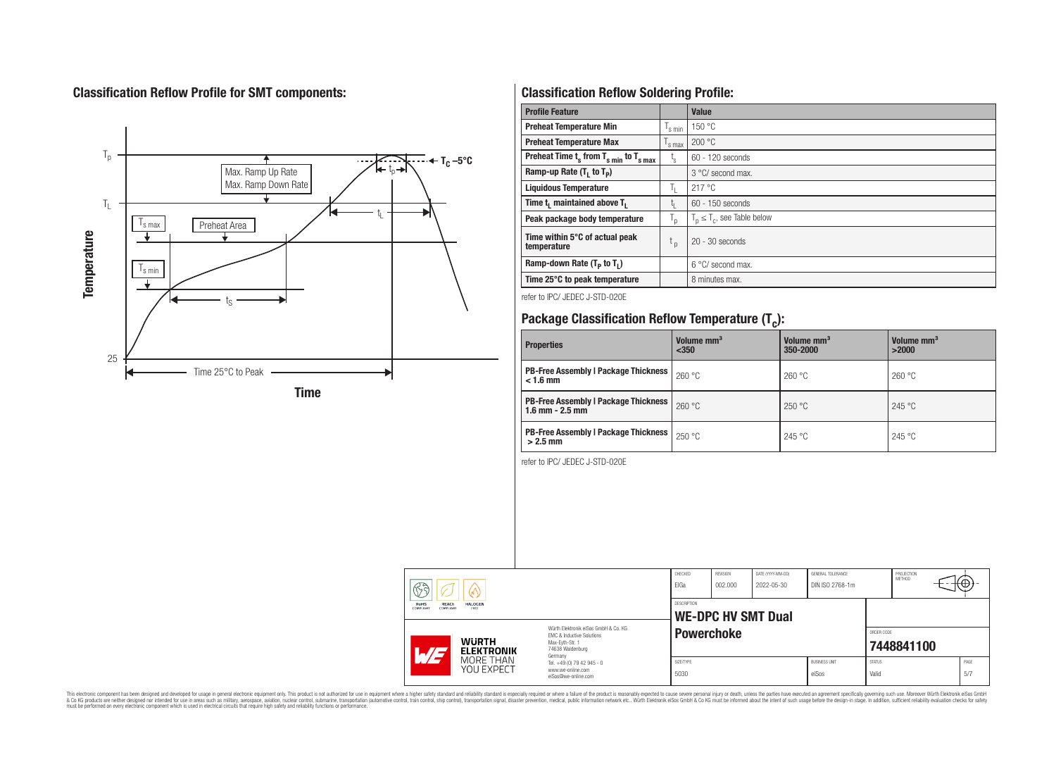## Classification Reflow Profile for SMT components:

## Classification Reflow Soldering Profile:

| Profile Feature | | Value |
|---|---|---|
| Preheat Temperature Min | $T_{s\,min}$ | 150 °C |
| Preheat Temperature Max | $T_{s\,max}$ | 200 °C |
| Preheat Time $t_s$ from $T_{s\,min}$ to $T_{s\,max}$ | $t_s$ | 60 - 120 seconds |
| Ramp-up Rate ($T_L$ to $T_P$) | | 3 °C/ second max. |
| Liquidous Temperature | $T_L$ | 217 °C |
| Time $t_L$ maintained above $T_L$ | $t_L$ | 60 - 150 seconds |
| Peak package body temperature | $T_p$ | $T_p \leq T_c$, see Table below |
| Time within 5°C of actual peak temperature | $t_p$ | 20 - 30 seconds |
| Ramp-down Rate ($T_P$ to $T_L$) | | 6 °C/ second max. |
| Time 25°C to peak temperature | | 8 minutes max. |

refer to IPC/ JEDEC J-STD-020E

## Package Classification Reflow Temperature ($T_c$):

| Properties | Volume mm³ <350 | Volume mm³ 350-2000 | Volume mm³ >2000 |
|---|---|---|---|
| PB-Free Assembly \| Package Thickness < 1.6 mm | 260 °C | 260 °C | 260 °C |
| PB-Free Assembly \| Package Thickness 1.6 mm - 2.5 mm | 260 °C | 250 °C | 245 °C |
| PB-Free Assembly \| Package Thickness > 2.5 mm | 250 °C | 245 °C | 245 °C |

refer to IPC/ JEDEC J-STD-020E

| CHECKED | REVISION | DATE (YYYY-MM-DD) | GENERAL TOLERANCE | PROJECTION METHOD |
|---|---|---|---|---|
| ElGa | 002.000 | 2022-05-30 | DIN ISO 2768-1m | |

DESCRIPTION: **WE-DPC HV SMT Dual Powerchoke**

ORDER CODE: **7448841100**

| SIZE/TYPE | BUSINESS UNIT | STATUS | PAGE |
|---|---|---|---|
| 5030 | eiSos | Valid | 5/7 |

Würth Elektronik eiSos GmbH & Co. KG
EMC & Inductive Solutions
Max-Eyth-Str. 1
74638 Waldenburg
Germany
Tel. +49 (0) 79 42 945 - 0
www.we-online.com
eiSos@we-online.com

This electronic component has been designed and developed for usage in general electronic equipment only. This product is not authorized for use in equipment where a higher safety standard and reliability standard is especially required or where a failure of the product is reasonably expected to cause severe personal injury or death, unless the parties have executed an agreement specifically governing such use. Moreover Würth Elektronik eiSos GmbH & Co KG products are neither designed nor intended for use in areas such as military, aerospace, aviation, nuclear control, submarine, transportation (automotive control, train control, ship control), transportation signal, disaster prevention, medical, public information network etc.. Würth Elektronik eiSos GmbH & Co KG must be informed about the intent of such usage before the design-in stage. In addition, sufficient reliability evaluation checks for safety must be performed on every electronic component which is used in electrical circuits that require high safety and reliability functions or performance.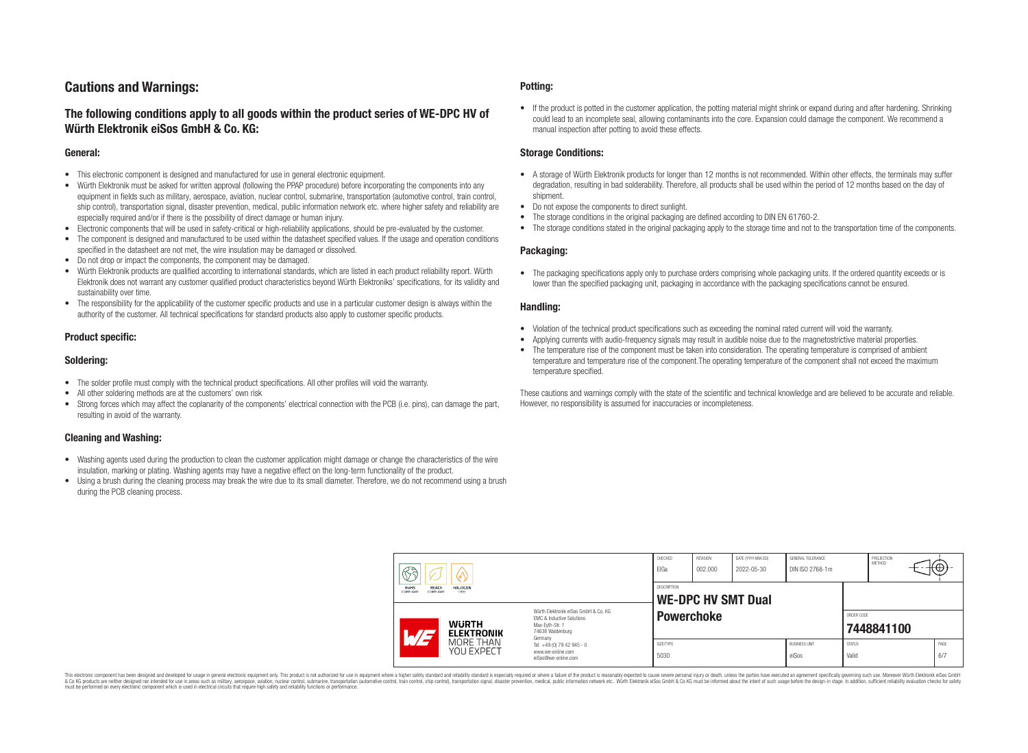# Cautions and Warnings:

## The following conditions apply to all goods within the product series of WE-DPC HV of Würth Elektronik eiSos GmbH & Co. KG:

### General:

- This electronic component is designed and manufactured for use in general electronic equipment.
- Würth Elektronik must be asked for written approval (following the PPAP procedure) before incorporating the components into any equipment in fields such as military, aerospace, aviation, nuclear control, submarine, transportation (automotive control, train control, ship control), transportation signal, disaster prevention, medical, public information network etc. where higher safety and reliability are especially required and/or if there is the possibility of direct damage or human injury.
- Electronic components that will be used in safety-critical or high-reliability applications, should be pre-evaluated by the customer.
- The component is designed and manufactured to be used within the datasheet specified values. If the usage and operation conditions specified in the datasheet are not met, the wire insulation may be damaged or dissolved.
- Do not drop or impact the components, the component may be damaged.
- Würth Elektronik products are qualified according to international standards, which are listed in each product reliability report. Würth Elektronik does not warrant any customer qualified product characteristics beyond Würth Elektroniks' specifications, for its validity and sustainability over time.
- The responsibility for the applicability of the customer specific products and use in a particular customer design is always within the authority of the customer. All technical specifications for standard products also apply to customer specific products.

### Product specific:

### Soldering:

- The solder profile must comply with the technical product specifications. All other profiles will void the warranty.
- All other soldering methods are at the customers' own risk
- Strong forces which may affect the coplanarity of the components' electrical connection with the PCB (i.e. pins), can damage the part, resulting in avoid of the warranty.

### Cleaning and Washing:

- Washing agents used during the production to clean the customer application might damage or change the characteristics of the wire insulation, marking or plating. Washing agents may have a negative effect on the long-term functionality of the product.
- Using a brush during the cleaning process may break the wire due to its small diameter. Therefore, we do not recommend using a brush during the PCB cleaning process.

### Potting:

- If the product is potted in the customer application, the potting material might shrink or expand during and after hardening. Shrinking could lead to an incomplete seal, allowing contaminants into the core. Expansion could damage the component. We recommend a manual inspection after potting to avoid these effects.

### Storage Conditions:

- A storage of Würth Elektronik products for longer than 12 months is not recommended. Within other effects, the terminals may suffer degradation, resulting in bad solderability. Therefore, all products shall be used within the period of 12 months based on the day of shipment.
- Do not expose the components to direct sunlight.
- The storage conditions in the original packaging are defined according to DIN EN 61760-2.
- The storage conditions stated in the original packaging apply to the storage time and not to the transportation time of the components.

### Packaging:

- The packaging specifications apply only to purchase orders comprising whole packaging units. If the ordered quantity exceeds or is lower than the specified packaging unit, packaging in accordance with the packaging specifications cannot be ensured.

### Handling:

- Violation of the technical product specifications such as exceeding the nominal rated current will void the warranty.
- Applying currents with audio-frequency signals may result in audible noise due to the magnetostrictive material properties.
- The temperature rise of the component must be taken into consideration. The operating temperature is comprised of ambient temperature and temperature rise of the component.The operating temperature of the component shall not exceed the maximum temperature specified.

These cautions and warnings comply with the state of the scientific and technical knowledge and are believed to be accurate and reliable. However, no responsibility is assumed for inaccuracies or incompleteness.

| CHECKED | REVISION | DATE (YYYY-MM-DD) | GENERAL TOLERANCE | PROJECTION METHOD |
|---|---|---|---|---|
| ElGa | 002.000 | 2022-05-30 | DIN ISO 2768-1m | |

| DESCRIPTION | ORDER CODE |
|---|---|
| WE-DPC HV SMT Dual Powerchoke | 7448841100 |

| SIZE/TYPE | BUSINESS UNIT | STATUS | PAGE |
|---|---|---|---|
| 5030 | eiSos | Valid | 6/7 |

Würth Elektronik eiSos GmbH & Co. KG
EMC & Inductive Solutions
Max-Eyth-Str. 1
74638 Waldenburg
Germany
Tel. +49 (0) 79 42 945 - 0
www.we-online.com
eiSos@we-online.com

This electronic component has been designed and developed for usage in general electronic equipment only. This product is not authorized for use in equipment where a higher safety standard and reliability standard is especially required or where a failure of the product is reasonably expected to cause severe personal injury or death, unless the parties have executed an agreement specifically governing such use. Moreover Würth Elektronik eiSos GmbH & Co KG products are neither designed nor intended for use in areas such as military, aerospace, aviation, nuclear control, submarine, transportation (automotive control, train control, ship control), transportation signal, disaster prevention, medical, public information network etc.. Würth Elektronik eiSos GmbH & Co KG must be informed about the intent of such usage before the design-in stage. In addition, sufficient reliability evaluation checks for safety must be performed on every electronic component which is used in electrical circuits that require high safety and reliability functions or performance.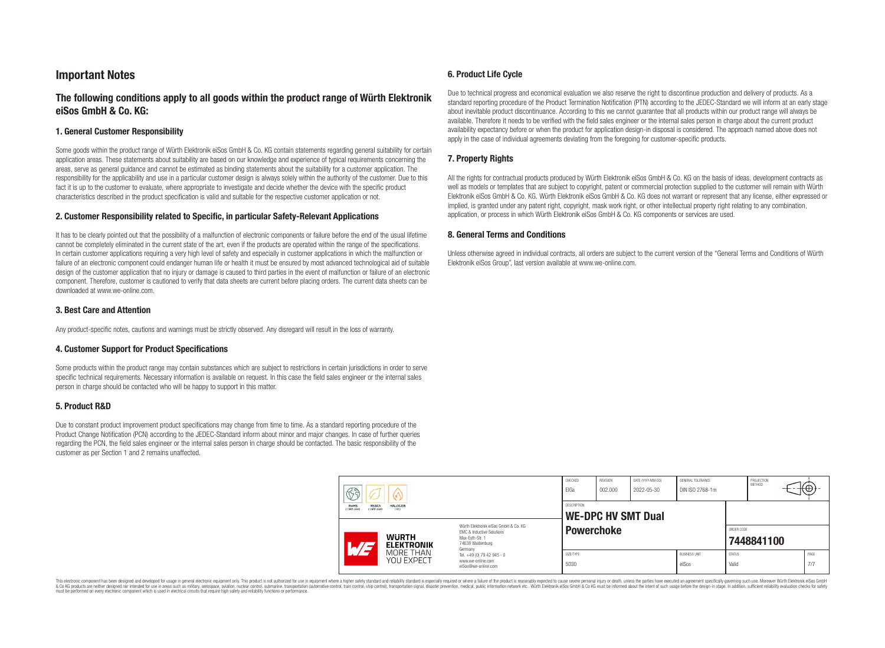# Important Notes

## The following conditions apply to all goods within the product range of Würth Elektronik eiSos GmbH & Co. KG:

### 1. General Customer Responsibility

Some goods within the product range of Würth Elektronik eiSos GmbH & Co. KG contain statements regarding general suitability for certain application areas. These statements about suitability are based on our knowledge and experience of typical requirements concerning the areas, serve as general guidance and cannot be estimated as binding statements about the suitability for a customer application. The responsibility for the applicability and use in a particular customer design is always solely within the authority of the customer. Due to this fact it is up to the customer to evaluate, where appropriate to investigate and decide whether the device with the specific product characteristics described in the product specification is valid and suitable for the respective customer application or not.

### 2. Customer Responsibility related to Specific, in particular Safety-Relevant Applications

It has to be clearly pointed out that the possibility of a malfunction of electronic components or failure before the end of the usual lifetime cannot be completely eliminated in the current state of the art, even if the products are operated within the range of the specifications. In certain customer applications requiring a very high level of safety and especially in customer applications in which the malfunction or failure of an electronic component could endanger human life or health it must be ensured by most advanced technological aid of suitable design of the customer application that no injury or damage is caused to third parties in the event of malfunction or failure of an electronic component. Therefore, customer is cautioned to verify that data sheets are current before placing orders. The current data sheets can be downloaded at www.we-online.com.

### 3. Best Care and Attention

Any product-specific notes, cautions and warnings must be strictly observed. Any disregard will result in the loss of warranty.

### 4. Customer Support for Product Specifications

Some products within the product range may contain substances which are subject to restrictions in certain jurisdictions in order to serve specific technical requirements. Necessary information is available on request. In this case the field sales engineer or the internal sales person in charge should be contacted who will be happy to support in this matter.

### 5. Product R&D

Due to constant product improvement product specifications may change from time to time. As a standard reporting procedure of the Product Change Notification (PCN) according to the JEDEC-Standard inform about minor and major changes. In case of further queries regarding the PCN, the field sales engineer or the internal sales person in charge should be contacted. The basic responsibility of the customer as per Section 1 and 2 remains unaffected.

### 6. Product Life Cycle

Due to technical progress and economical evaluation we also reserve the right to discontinue production and delivery of products. As a standard reporting procedure of the Product Termination Notification (PTN) according to the JEDEC-Standard we will inform at an early stage about inevitable product discontinuance. According to this we cannot guarantee that all products within our product range will always be available. Therefore it needs to be verified with the field sales engineer or the internal sales person in charge about the current product availability expectancy before or when the product for application design-in disposal is considered. The approach named above does not apply in the case of individual agreements deviating from the foregoing for customer-specific products.

### 7. Property Rights

All the rights for contractual products produced by Würth Elektronik eiSos GmbH & Co. KG on the basis of ideas, development contracts as well as models or templates that are subject to copyright, patent or commercial protection supplied to the customer will remain with Würth Elektronik eiSos GmbH & Co. KG. Würth Elektronik eiSos GmbH & Co. KG does not warrant or represent that any license, either expressed or implied, is granted under any patent right, copyright, mask work right, or other intellectual property right relating to any combination, application, or process in which Würth Elektronik eiSos GmbH & Co. KG components or services are used.

### 8. General Terms and Conditions

Unless otherwise agreed in individual contracts, all orders are subject to the current version of the "General Terms and Conditions of Würth Elektronik eiSos Group", last version available at www.we-online.com.

| | | | | | | | |
|---|---|---|---|---|---|---|---|
| RoHS COMPLIANT / REACh COMPLIANT / HALOGEN FREE | | CHECKED ElGa | REVISION 002.000 | DATE (YYYY-MM-DD) 2022-05-30 | GENERAL TOLERANCE DIN ISO 2768-1m | PROJECTION METHOD | |
| | | DESCRIPTION **WE-DPC HV SMT Dual Powerchoke** | | | | | |
| WÜRTH ELEKTRONIK MORE THAN YOU EXPECT | Würth Elektronik eiSos GmbH & Co. KG EMC & Inductive Solutions Max-Eyth-Str. 1 74638 Waldenburg Germany Tel. +49 (0) 79 42 945 - 0 www.we-online.com eiSos@we-online.com | | | | | ORDER CODE **7448841100** | |
| | | SIZE/TYPE 5030 | | | BUSINESS UNIT eiSos | STATUS Valid | PAGE 7/7 |

This electronic component has been designed and developed for usage in general electronic equipment only. This product is not authorized for use in equipment where a higher safety standard and reliability standard is especially required or where a failure of the product is reasonably expected to cause severe personal injury or death, unless the parties have executed an agreement specifically governing such use. Moreover Würth Elektronik eiSos GmbH & Co KG products are neither designed nor intended for use in areas such as military, aerospace, aviation, nuclear control, submarine, transportation (automotive control, train control, ship control), transportation signal, disaster prevention, medical, public information network etc.. Würth Elektronik eiSos GmbH & Co KG must be informed about the intent of such usage before the design-in stage. In addition, sufficient reliability evaluation checks for safety must be performed on every electronic component which is used in electrical circuits that require high safety and reliability functions or performance.